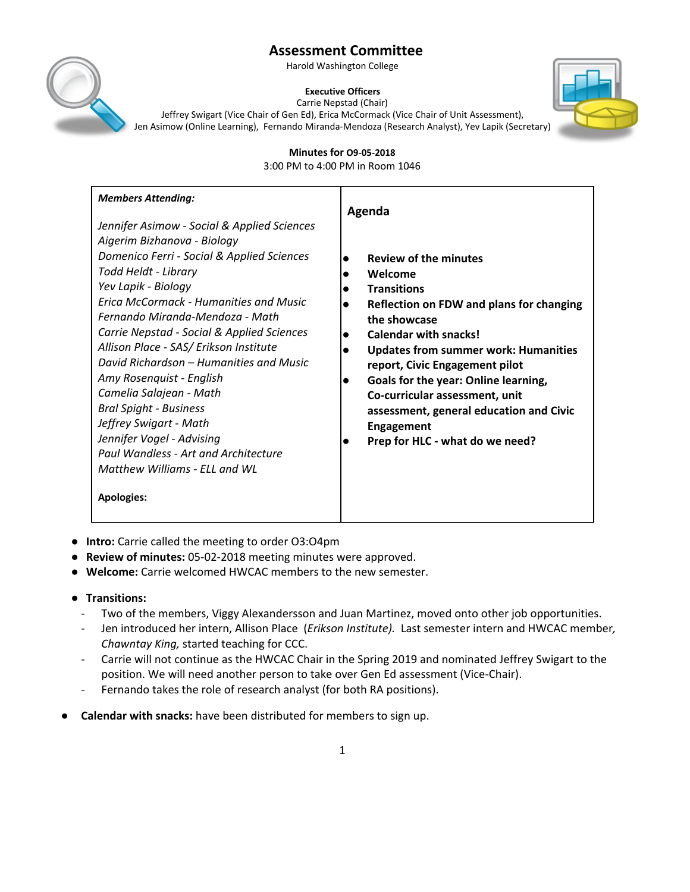# Assessment Committee

Harold Washington College

**Executive Officers**

Carrie Nepstad (Chair)

Jeffrey Swigart (Vice Chair of Gen Ed), Erica McCormack (Vice Chair of Unit Assessment),

Jen Asimow (Online Learning), Fernando Miranda-Mendoza (Research Analyst), Yev Lapik (Secretary)

**Minutes for 09-05-2018**

3:00 PM to 4:00 PM in Room 1046

| ***Members Attending:***<br><br>*Jennifer Asimow - Social & Applied Sciences*<br>*Aigerim Bizhanova - Biology*<br>*Domenico Ferri - Social & Applied Sciences*<br>*Todd Heldt - Library*<br>*Yev Lapik - Biology*<br>*Erica McCormack - Humanities and Music*<br>*Fernando Miranda-Mendoza - Math*<br>*Carrie Nepstad - Social & Applied Sciences*<br>*Allison Place - SAS/ Erikson Institute*<br>*David Richardson – Humanities and Music*<br>*Amy Rosenquist - English*<br>*Camelia Salajean - Math*<br>*Bral Spight - Business*<br>*Jeffrey Swigart - Math*<br>*Jennifer Vogel - Advising*<br>*Paul Wandless - Art and Architecture*<br>*Matthew Williams - ELL and WL*<br><br>**Apologies:** | **Agenda**<br><br>• **Review of the minutes**<br>• **Welcome**<br>• **Transitions**<br>• **Reflection on FDW and plans for changing the showcase**<br>• **Calendar with snacks!**<br>• **Updates from summer work: Humanities report, Civic Engagement pilot**<br>• **Goals for the year: Online learning, Co-curricular assessment, unit assessment, general education and Civic Engagement**<br>• **Prep for HLC - what do we need?** |
|---|---|

- **Intro:** Carrie called the meeting to order 03:04pm
- **Review of minutes:** 05-02-2018 meeting minutes were approved.
- **Welcome:** Carrie welcomed HWCAC members to the new semester.

- **Transitions:**
  - Two of the members, Viggy Alexandersson and Juan Martinez, moved onto other job opportunities.
  - Jen introduced her intern, Allison Place (*Erikson Institute).* Last semester intern and HWCAC member*, Chawntay King,* started teaching for CCC.
  - Carrie will not continue as the HWCAC Chair in the Spring 2019 and nominated Jeffrey Swigart to the position. We will need another person to take over Gen Ed assessment (Vice-Chair).
  - Fernando takes the role of research analyst (for both RA positions).

- **Calendar with snacks:** have been distributed for members to sign up.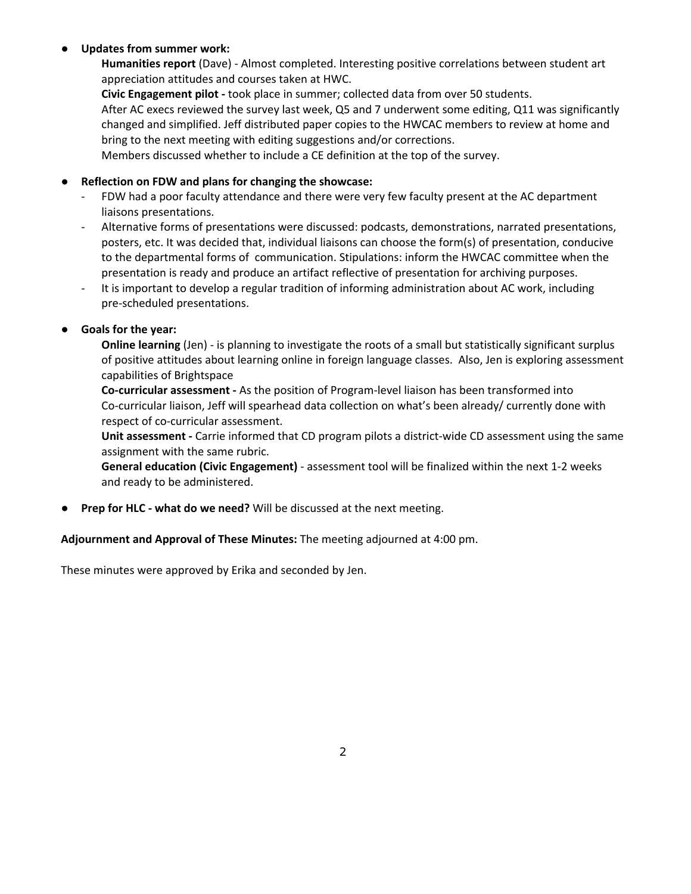- **Updates from summer work:**

  **Humanities report** (Dave) - Almost completed. Interesting positive correlations between student art appreciation attitudes and courses taken at HWC.

  **Civic Engagement pilot -** took place in summer; collected data from over 50 students.

  After AC execs reviewed the survey last week, Q5 and 7 underwent some editing, Q11 was significantly changed and simplified. Jeff distributed paper copies to the HWCAC members to review at home and bring to the next meeting with editing suggestions and/or corrections.

  Members discussed whether to include a CE definition at the top of the survey.

- **Reflection on FDW and plans for changing the showcase:**
  - FDW had a poor faculty attendance and there were very few faculty present at the AC department liaisons presentations.
  - Alternative forms of presentations were discussed: podcasts, demonstrations, narrated presentations, posters, etc. It was decided that, individual liaisons can choose the form(s) of presentation, conducive to the departmental forms of communication. Stipulations: inform the HWCAC committee when the presentation is ready and produce an artifact reflective of presentation for archiving purposes.
  - It is important to develop a regular tradition of informing administration about AC work, including pre-scheduled presentations.

- **Goals for the year:**

  **Online learning** (Jen) - is planning to investigate the roots of a small but statistically significant surplus of positive attitudes about learning online in foreign language classes. Also, Jen is exploring assessment capabilities of Brightspace

  **Co-curricular assessment -** As the position of Program-level liaison has been transformed into Co-curricular liaison, Jeff will spearhead data collection on what's been already/ currently done with respect of co-curricular assessment.

  **Unit assessment -** Carrie informed that CD program pilots a district-wide CD assessment using the same assignment with the same rubric.

  **General education (Civic Engagement)** - assessment tool will be finalized within the next 1-2 weeks and ready to be administered.

- **Prep for HLC - what do we need?** Will be discussed at the next meeting.

**Adjournment and Approval of These Minutes:** The meeting adjourned at 4:00 pm.

These minutes were approved by Erika and seconded by Jen.